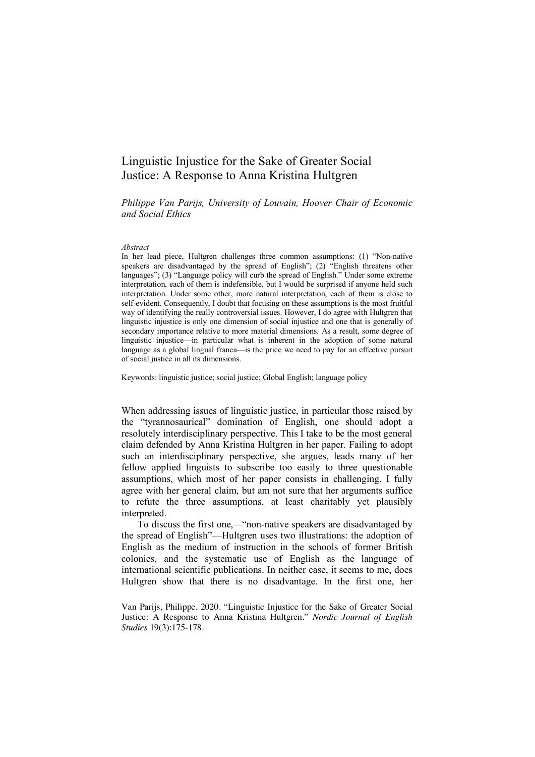# Linguistic Injustice for the Sake of Greater Social Justice: A Response to Anna Kristina Hultgren

*Philippe Van Parijs, University of Louvain, Hoover Chair of Economic and Social Ethics*

*Abstract*

In her lead piece, Hultgren challenges three common assumptions: (1) "Non-native speakers are disadvantaged by the spread of English"; (2) "English threatens other languages"; (3) "Language policy will curb the spread of English." Under some extreme interpretation, each of them is indefensible, but I would be surprised if anyone held such interpretation. Under some other, more natural interpretation, each of them is close to self-evident. Consequently, I doubt that focusing on these assumptions is the most fruitful way of identifying the really controversial issues. However, I do agree with Hultgren that linguistic injustice is only one dimension of social injustice and one that is generally of secondary importance relative to more material dimensions. As a result, some degree of linguistic injustice—in particular what is inherent in the adoption of some natural language as a global lingual franca—is the price we need to pay for an effective pursuit of social justice in all its dimensions.

Keywords: linguistic justice; social justice; Global English; language policy

When addressing issues of linguistic justice, in particular those raised by the "tyrannosaurical" domination of English, one should adopt a resolutely interdisciplinary perspective. This I take to be the most general claim defended by Anna Kristina Hultgren in her paper. Failing to adopt such an interdisciplinary perspective, she argues, leads many of her fellow applied linguists to subscribe too easily to three questionable assumptions, which most of her paper consists in challenging. I fully agree with her general claim, but am not sure that her arguments suffice to refute the three assumptions, at least charitably yet plausibly interpreted.

To discuss the first one,—"non-native speakers are disadvantaged by the spread of English"—Hultgren uses two illustrations: the adoption of English as the medium of instruction in the schools of former British colonies, and the systematic use of English as the language of international scientific publications. In neither case, it seems to me, does Hultgren show that there is no disadvantage. In the first one, her

Van Parijs, Philippe. 2020. "Linguistic Injustice for the Sake of Greater Social Justice: A Response to Anna Kristina Hultgren." *Nordic Journal of English Studies* 19(3):175-178.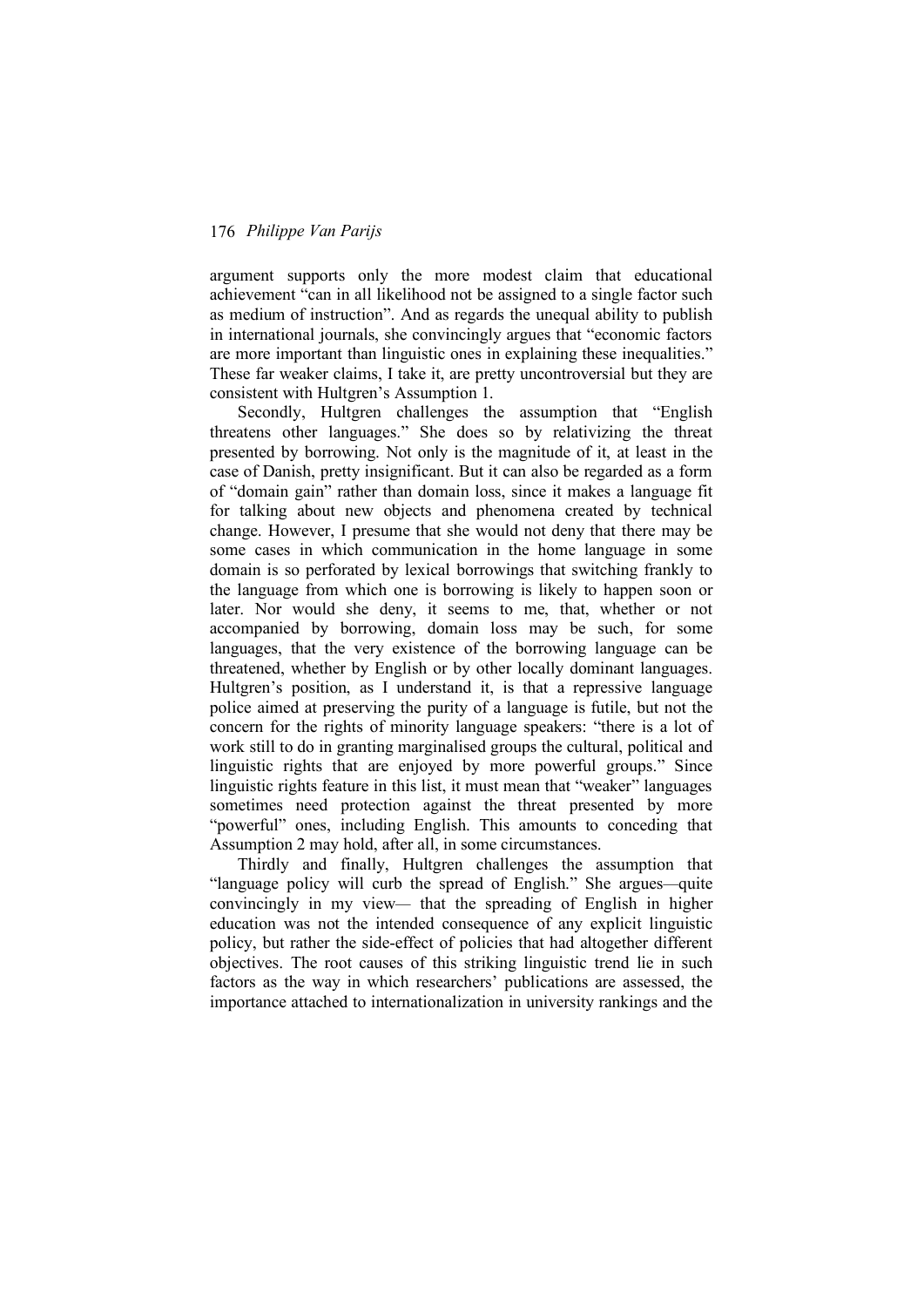argument supports only the more modest claim that educational achievement "can in all likelihood not be assigned to a single factor such as medium of instruction". And as regards the unequal ability to publish in international journals, she convincingly argues that "economic factors are more important than linguistic ones in explaining these inequalities." These far weaker claims, I take it, are pretty uncontroversial but they are consistent with Hultgren's Assumption 1.

Secondly, Hultgren challenges the assumption that "English threatens other languages." She does so by relativizing the threat presented by borrowing. Not only is the magnitude of it, at least in the case of Danish, pretty insignificant. But it can also be regarded as a form of "domain gain" rather than domain loss, since it makes a language fit for talking about new objects and phenomena created by technical change. However, I presume that she would not deny that there may be some cases in which communication in the home language in some domain is so perforated by lexical borrowings that switching frankly to the language from which one is borrowing is likely to happen soon or later. Nor would she deny, it seems to me, that, whether or not accompanied by borrowing, domain loss may be such, for some languages, that the very existence of the borrowing language can be threatened, whether by English or by other locally dominant languages. Hultgren's position, as I understand it, is that a repressive language police aimed at preserving the purity of a language is futile, but not the concern for the rights of minority language speakers: "there is a lot of work still to do in granting marginalised groups the cultural, political and linguistic rights that are enjoyed by more powerful groups." Since linguistic rights feature in this list, it must mean that "weaker" languages sometimes need protection against the threat presented by more "powerful" ones, including English. This amounts to conceding that Assumption 2 may hold, after all, in some circumstances.

Thirdly and finally, Hultgren challenges the assumption that "language policy will curb the spread of English." She argues—quite convincingly in my view— that the spreading of English in higher education was not the intended consequence of any explicit linguistic policy, but rather the side-effect of policies that had altogether different objectives. The root causes of this striking linguistic trend lie in such factors as the way in which researchers' publications are assessed, the importance attached to internationalization in university rankings and the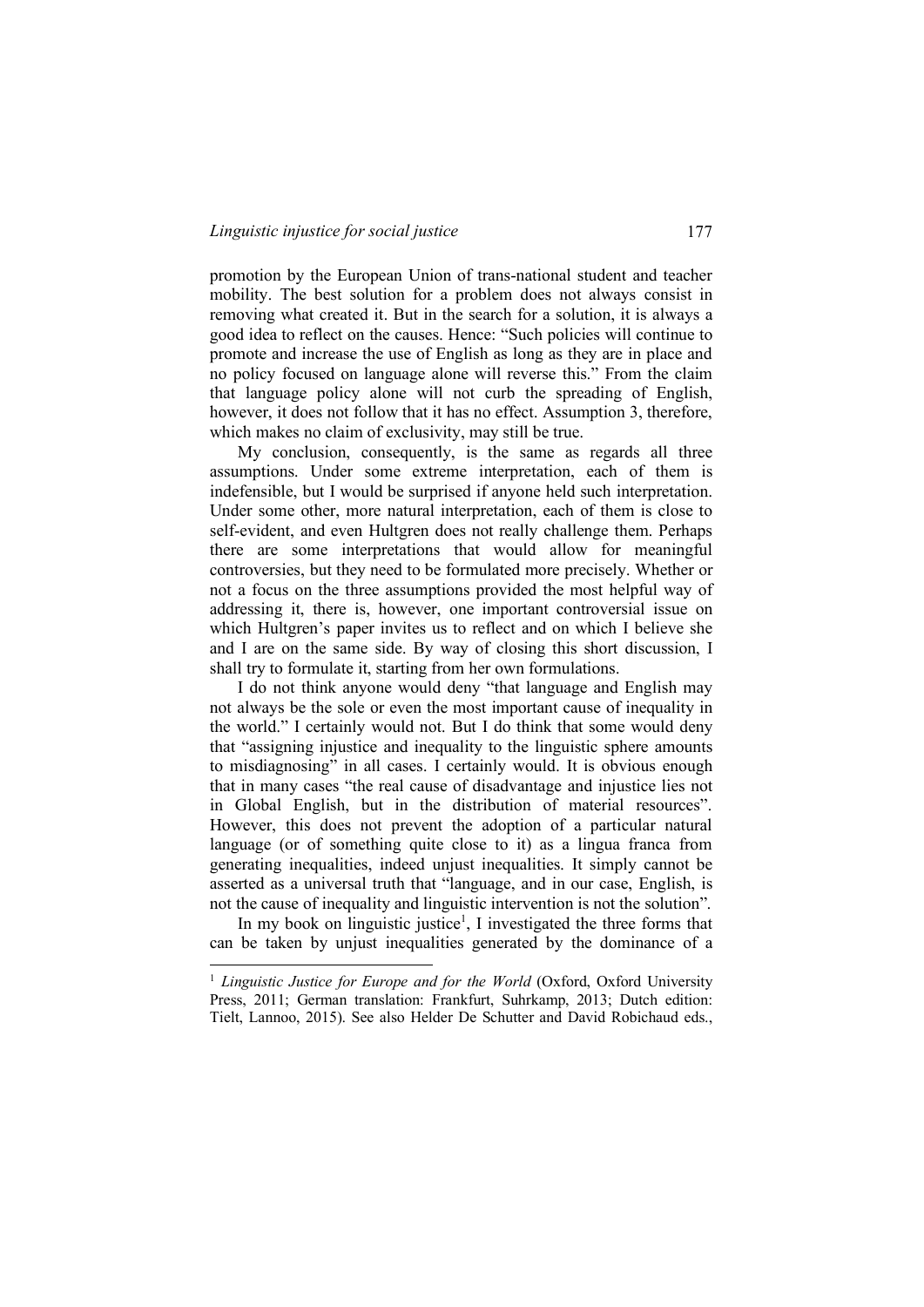promotion by the European Union of trans-national student and teacher mobility. The best solution for a problem does not always consist in removing what created it. But in the search for a solution, it is always a good idea to reflect on the causes. Hence: "Such policies will continue to promote and increase the use of English as long as they are in place and no policy focused on language alone will reverse this." From the claim that language policy alone will not curb the spreading of English, however, it does not follow that it has no effect. Assumption 3, therefore, which makes no claim of exclusivity, may still be true.

My conclusion, consequently, is the same as regards all three assumptions. Under some extreme interpretation, each of them is indefensible, but I would be surprised if anyone held such interpretation. Under some other, more natural interpretation, each of them is close to self-evident, and even Hultgren does not really challenge them. Perhaps there are some interpretations that would allow for meaningful controversies, but they need to be formulated more precisely. Whether or not a focus on the three assumptions provided the most helpful way of addressing it, there is, however, one important controversial issue on which Hultgren's paper invites us to reflect and on which I believe she and I are on the same side. By way of closing this short discussion, I shall try to formulate it, starting from her own formulations.

I do not think anyone would deny "that language and English may not always be the sole or even the most important cause of inequality in the world." I certainly would not. But I do think that some would deny that "assigning injustice and inequality to the linguistic sphere amounts to misdiagnosing" in all cases. I certainly would. It is obvious enough that in many cases "the real cause of disadvantage and injustice lies not in Global English, but in the distribution of material resources". However, this does not prevent the adoption of a particular natural language (or of something quite close to it) as a lingua franca from generating inequalities, indeed unjust inequalities. It simply cannot be asserted as a universal truth that "language, and in our case, English, is not the cause of inequality and linguistic intervention is not the solution".

In my book on linguistic justice[1], I investigated the three forms that can be taken by unjust inequalities generated by the dominance of a

---

[1] *Linguistic Justice for Europe and for the World* (Oxford, Oxford University Press, 2011; German translation: Frankfurt, Suhrkamp, 2013; Dutch edition: Tielt, Lannoo, 2015). See also Helder De Schutter and David Robichaud eds.,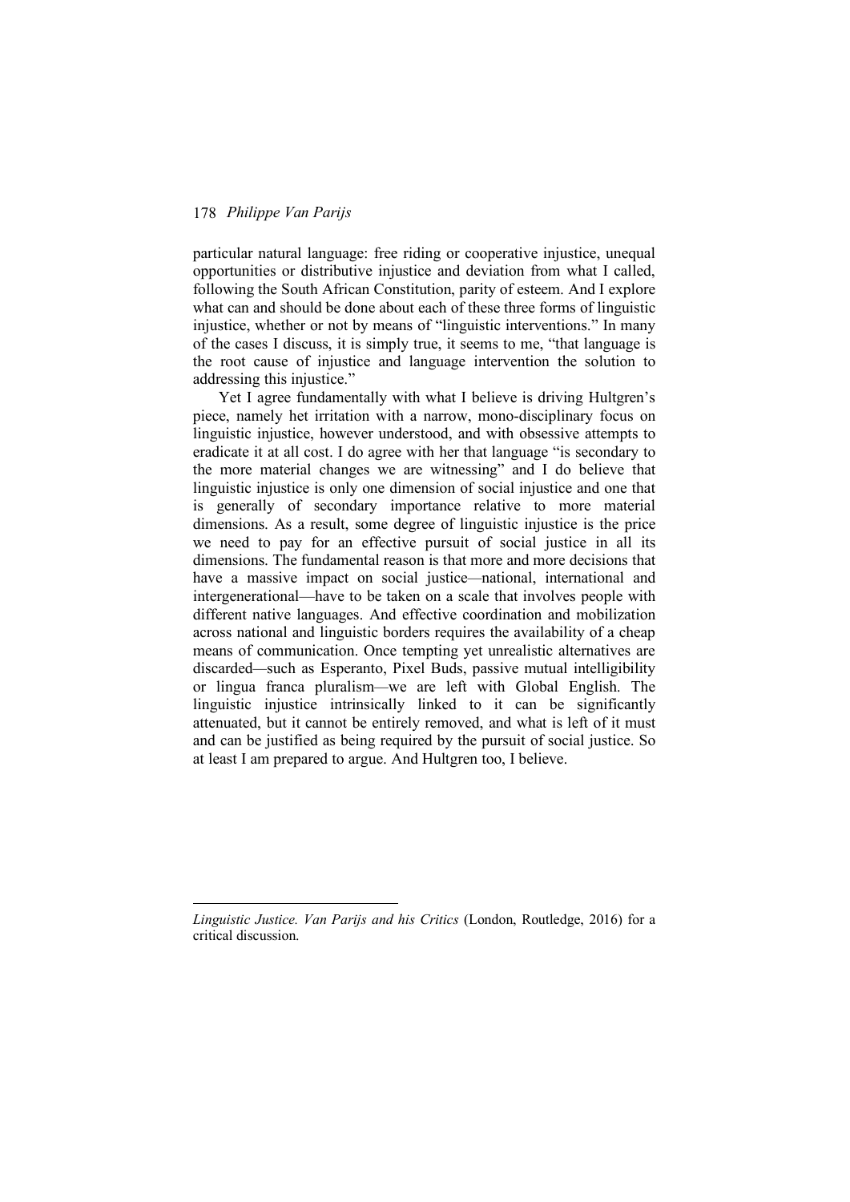particular natural language: free riding or cooperative injustice, unequal opportunities or distributive injustice and deviation from what I called, following the South African Constitution, parity of esteem. And I explore what can and should be done about each of these three forms of linguistic injustice, whether or not by means of "linguistic interventions." In many of the cases I discuss, it is simply true, it seems to me, "that language is the root cause of injustice and language intervention the solution to addressing this injustice."

Yet I agree fundamentally with what I believe is driving Hultgren's piece, namely het irritation with a narrow, mono-disciplinary focus on linguistic injustice, however understood, and with obsessive attempts to eradicate it at all cost. I do agree with her that language "is secondary to the more material changes we are witnessing" and I do believe that linguistic injustice is only one dimension of social injustice and one that is generally of secondary importance relative to more material dimensions. As a result, some degree of linguistic injustice is the price we need to pay for an effective pursuit of social justice in all its dimensions. The fundamental reason is that more and more decisions that have a massive impact on social justice—national, international and intergenerational—have to be taken on a scale that involves people with different native languages. And effective coordination and mobilization across national and linguistic borders requires the availability of a cheap means of communication. Once tempting yet unrealistic alternatives are discarded—such as Esperanto, Pixel Buds, passive mutual intelligibility or lingua franca pluralism—we are left with Global English. The linguistic injustice intrinsically linked to it can be significantly attenuated, but it cannot be entirely removed, and what is left of it must and can be justified as being required by the pursuit of social justice. So at least I am prepared to argue. And Hultgren too, I believe.

---

*Linguistic Justice. Van Parijs and his Critics* (London, Routledge, 2016) for a critical discussion.